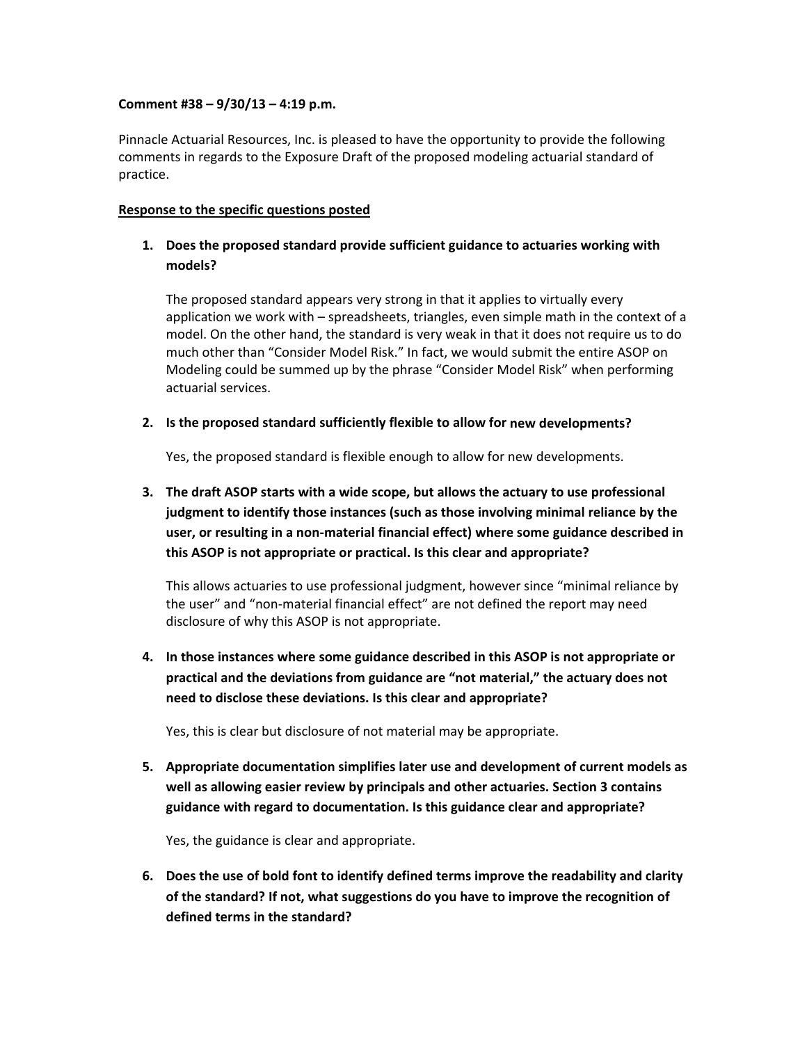**Comment #38 – 9/30/13 – 4:19 p.m.**

Pinnacle Actuarial Resources, Inc. is pleased to have the opportunity to provide the following comments in regards to the Exposure Draft of the proposed modeling actuarial standard of practice.

<u>**Response to the specific questions posted**</u>

1. **Does the proposed standard provide sufficient guidance to actuaries working with models?**

   The proposed standard appears very strong in that it applies to virtually every application we work with – spreadsheets, triangles, even simple math in the context of a model. On the other hand, the standard is very weak in that it does not require us to do much other than "Consider Model Risk." In fact, we would submit the entire ASOP on Modeling could be summed up by the phrase "Consider Model Risk" when performing actuarial services.

2. **Is the proposed standard sufficiently flexible to allow for new developments?**

   Yes, the proposed standard is flexible enough to allow for new developments.

3. **The draft ASOP starts with a wide scope, but allows the actuary to use professional judgment to identify those instances (such as those involving minimal reliance by the user, or resulting in a non-material financial effect) where some guidance described in this ASOP is not appropriate or practical. Is this clear and appropriate?**

   This allows actuaries to use professional judgment, however since "minimal reliance by the user" and "non-material financial effect" are not defined the report may need disclosure of why this ASOP is not appropriate.

4. **In those instances where some guidance described in this ASOP is not appropriate or practical and the deviations from guidance are "not material," the actuary does not need to disclose these deviations. Is this clear and appropriate?**

   Yes, this is clear but disclosure of not material may be appropriate.

5. **Appropriate documentation simplifies later use and development of current models as well as allowing easier review by principals and other actuaries. Section 3 contains guidance with regard to documentation. Is this guidance clear and appropriate?**

   Yes, the guidance is clear and appropriate.

6. **Does the use of bold font to identify defined terms improve the readability and clarity of the standard? If not, what suggestions do you have to improve the recognition of defined terms in the standard?**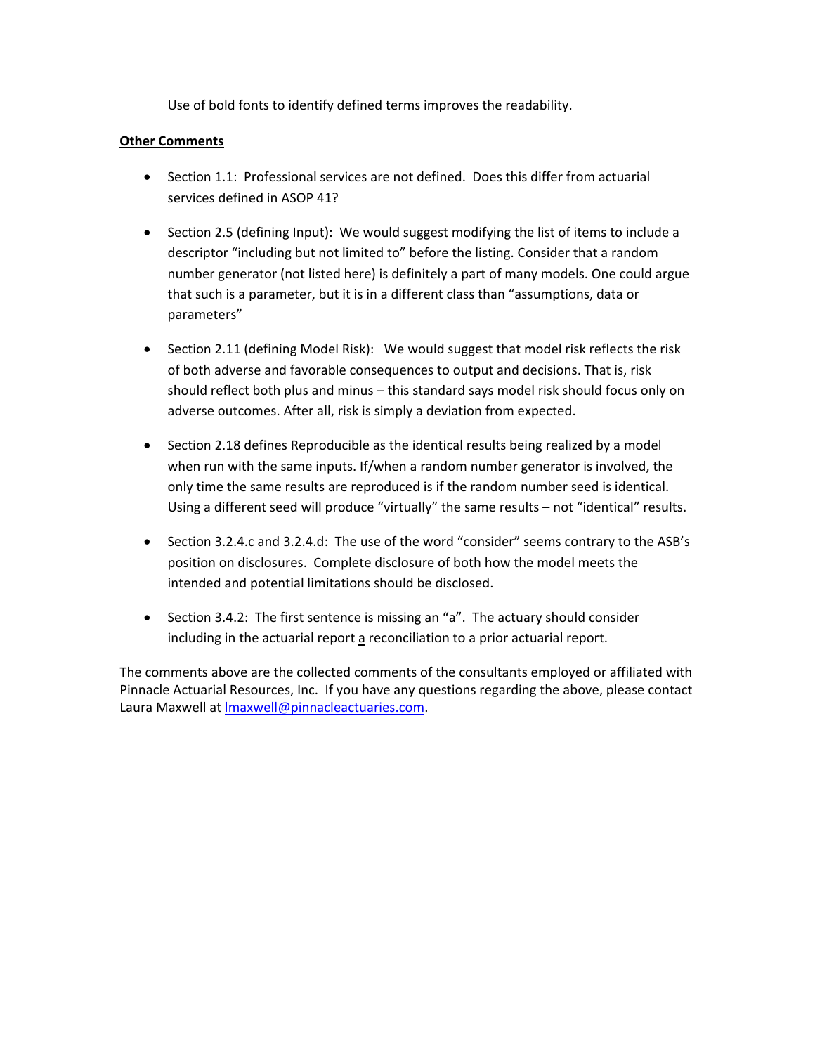Use of bold fonts to identify defined terms improves the readability.

**Other Comments**

- Section 1.1: Professional services are not defined. Does this differ from actuarial services defined in ASOP 41?
- Section 2.5 (defining Input): We would suggest modifying the list of items to include a descriptor "including but not limited to" before the listing. Consider that a random number generator (not listed here) is definitely a part of many models. One could argue that such is a parameter, but it is in a different class than "assumptions, data or parameters"
- Section 2.11 (defining Model Risk): We would suggest that model risk reflects the risk of both adverse and favorable consequences to output and decisions. That is, risk should reflect both plus and minus – this standard says model risk should focus only on adverse outcomes. After all, risk is simply a deviation from expected.
- Section 2.18 defines Reproducible as the identical results being realized by a model when run with the same inputs. If/when a random number generator is involved, the only time the same results are reproduced is if the random number seed is identical. Using a different seed will produce "virtually" the same results – not "identical" results.
- Section 3.2.4.c and 3.2.4.d: The use of the word "consider" seems contrary to the ASB's position on disclosures. Complete disclosure of both how the model meets the intended and potential limitations should be disclosed.
- Section 3.4.2: The first sentence is missing an "a". The actuary should consider including in the actuarial report <u>a</u> reconciliation to a prior actuarial report.

The comments above are the collected comments of the consultants employed or affiliated with Pinnacle Actuarial Resources, Inc. If you have any questions regarding the above, please contact Laura Maxwell at lmaxwell@pinnacleactuaries.com.